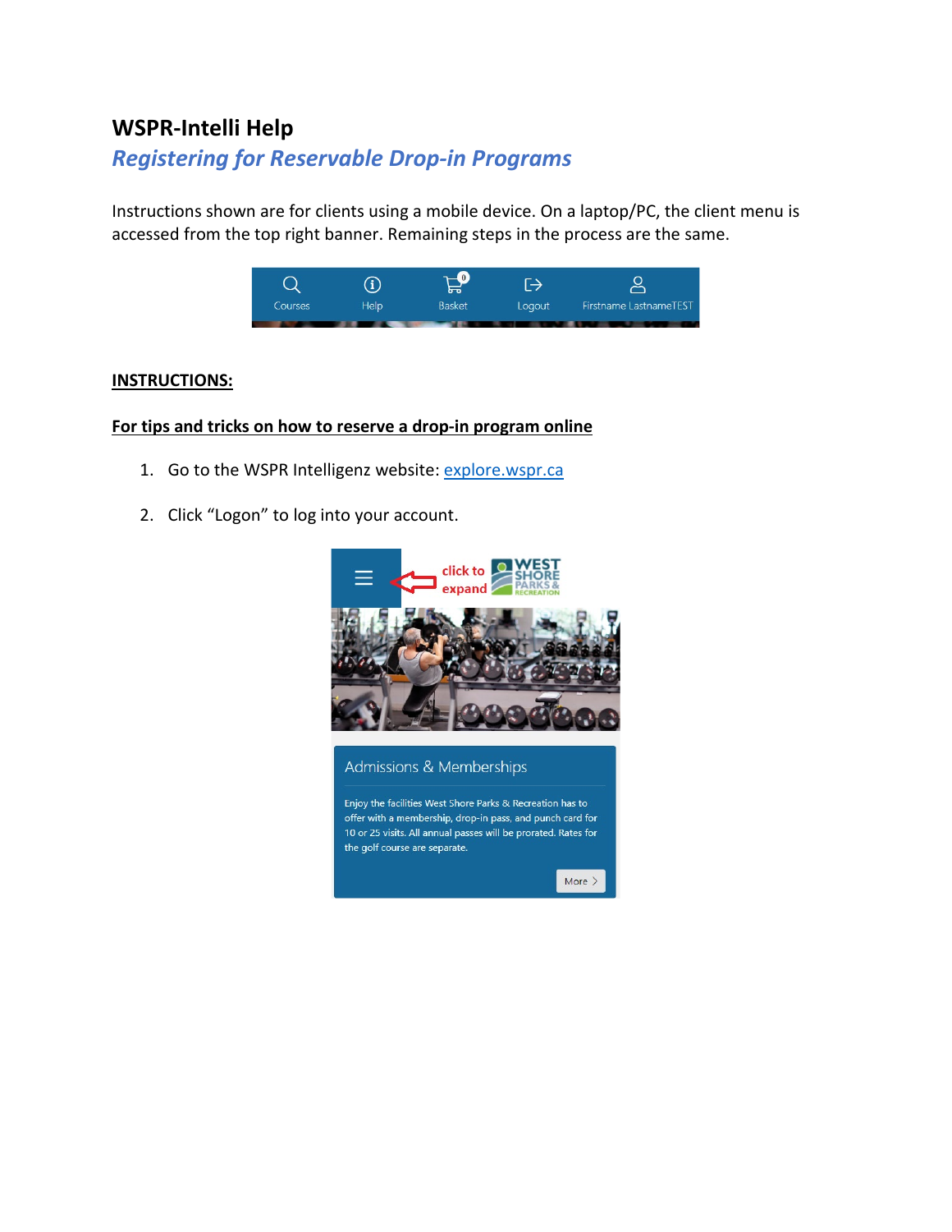# WSPR-Intelli Help

## *Registering for Reservable Drop-in Programs*

Instructions shown are for clients using a mobile device. On a laptop/PC, the client menu is accessed from the top right banner. Remaining steps in the process are the same.

**INSTRUCTIONS:**

**For tips and tricks on how to reserve a drop-in program online**

1. Go to the WSPR Intelligenz website: [explore.wspr.ca](explore.wspr.ca)

2. Click "Logon" to log into your account.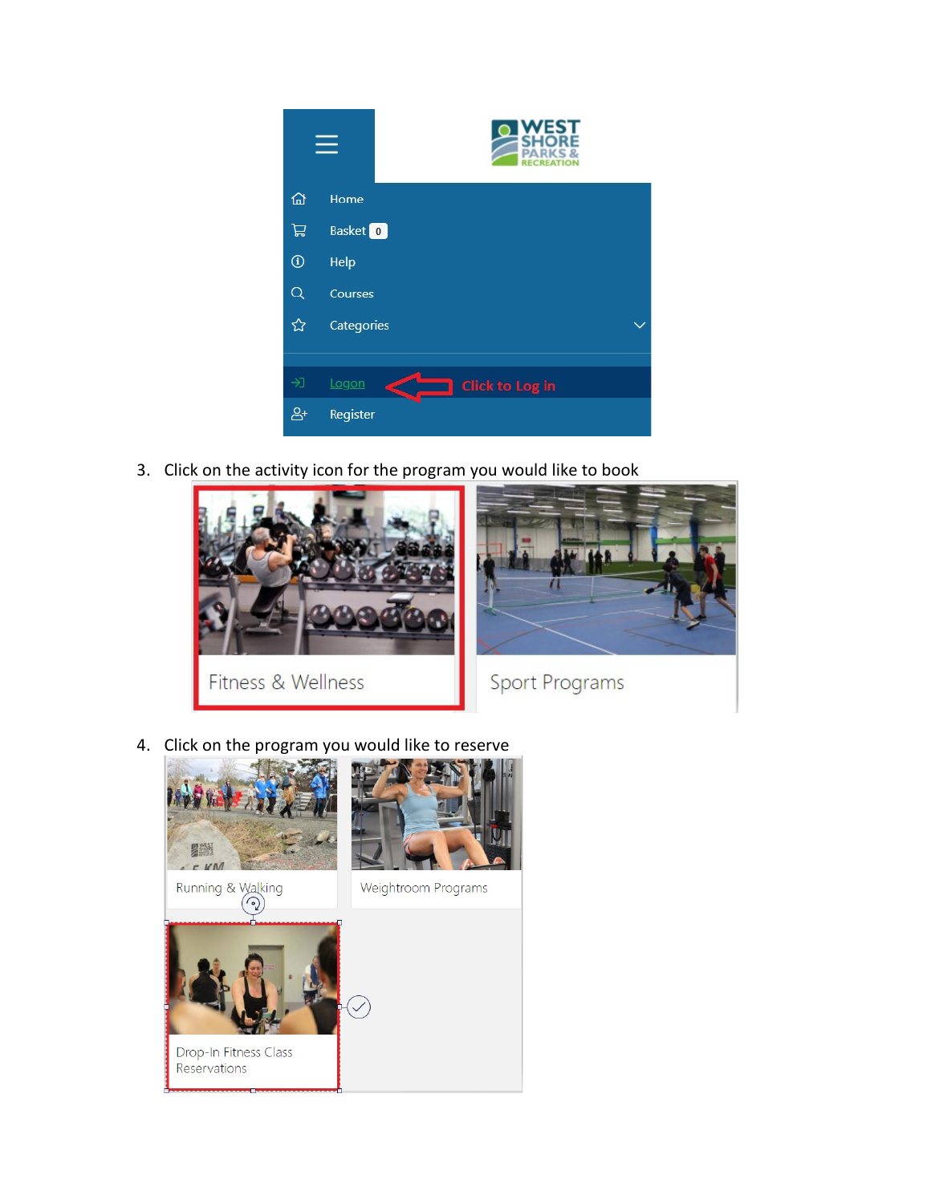3. Click on the activity icon for the program you would like to book

4. Click on the program you would like to reserve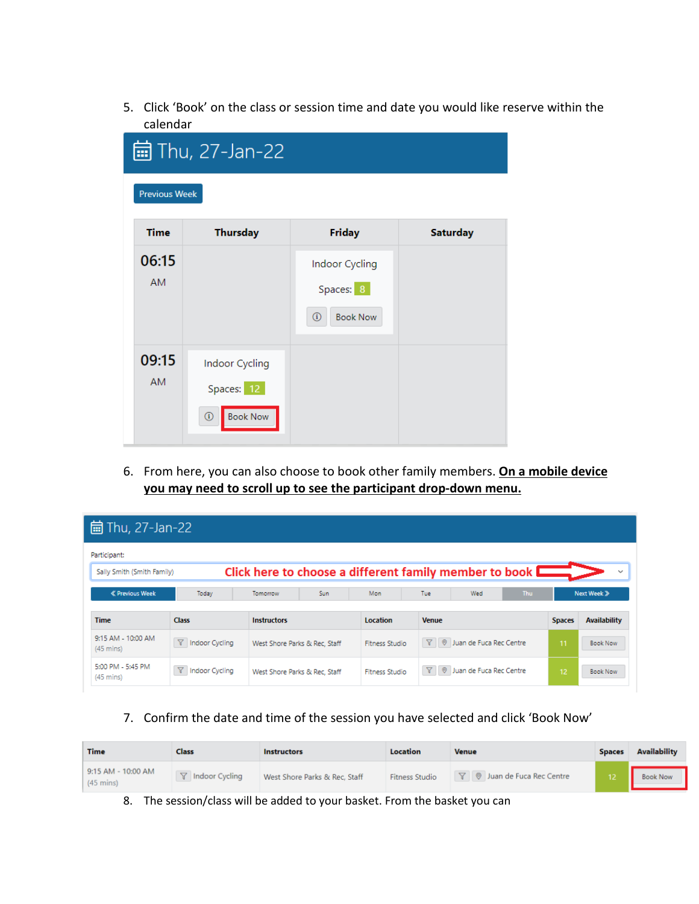5. Click 'Book' on the class or session time and date you would like reserve within the calendar

**Thu, 27-Jan-22**

Previous Week

| Time | Thursday | Friday | Saturday |
| --- | --- | --- | --- |
| 06:15 AM | | Indoor Cycling Spaces: 8 Book Now | |
| 09:15 AM | Indoor Cycling Spaces: 12 Book Now | | |

6. From here, you can also choose to book other family members. **On a mobile device you may need to scroll up to see the participant drop-down menu.**

**Thu, 27-Jan-22**

Participant:

Sally Smith (Smith Family) — Click here to choose a different family member to book

« Previous Week | Today | Tomorrow | Sun | Mon | Tue | Wed | Thu | Next Week »

| Time | Class | Instructors | Location | Venue | Spaces | Availability |
| --- | --- | --- | --- | --- | --- | --- |
| 9:15 AM - 10:00 AM (45 mins) | Indoor Cycling | West Shore Parks & Rec, Staff | Fitness Studio | Juan de Fuca Rec Centre | 11 | Book Now |
| 5:00 PM - 5:45 PM (45 mins) | Indoor Cycling | West Shore Parks & Rec, Staff | Fitness Studio | Juan de Fuca Rec Centre | 12 | Book Now |

7. Confirm the date and time of the session you have selected and click 'Book Now'

| Time | Class | Instructors | Location | Venue | Spaces | Availability |
| --- | --- | --- | --- | --- | --- | --- |
| 9:15 AM - 10:00 AM (45 mins) | Indoor Cycling | West Shore Parks & Rec, Staff | Fitness Studio | Juan de Fuca Rec Centre | 12 | Book Now |

8. The session/class will be added to your basket. From the basket you can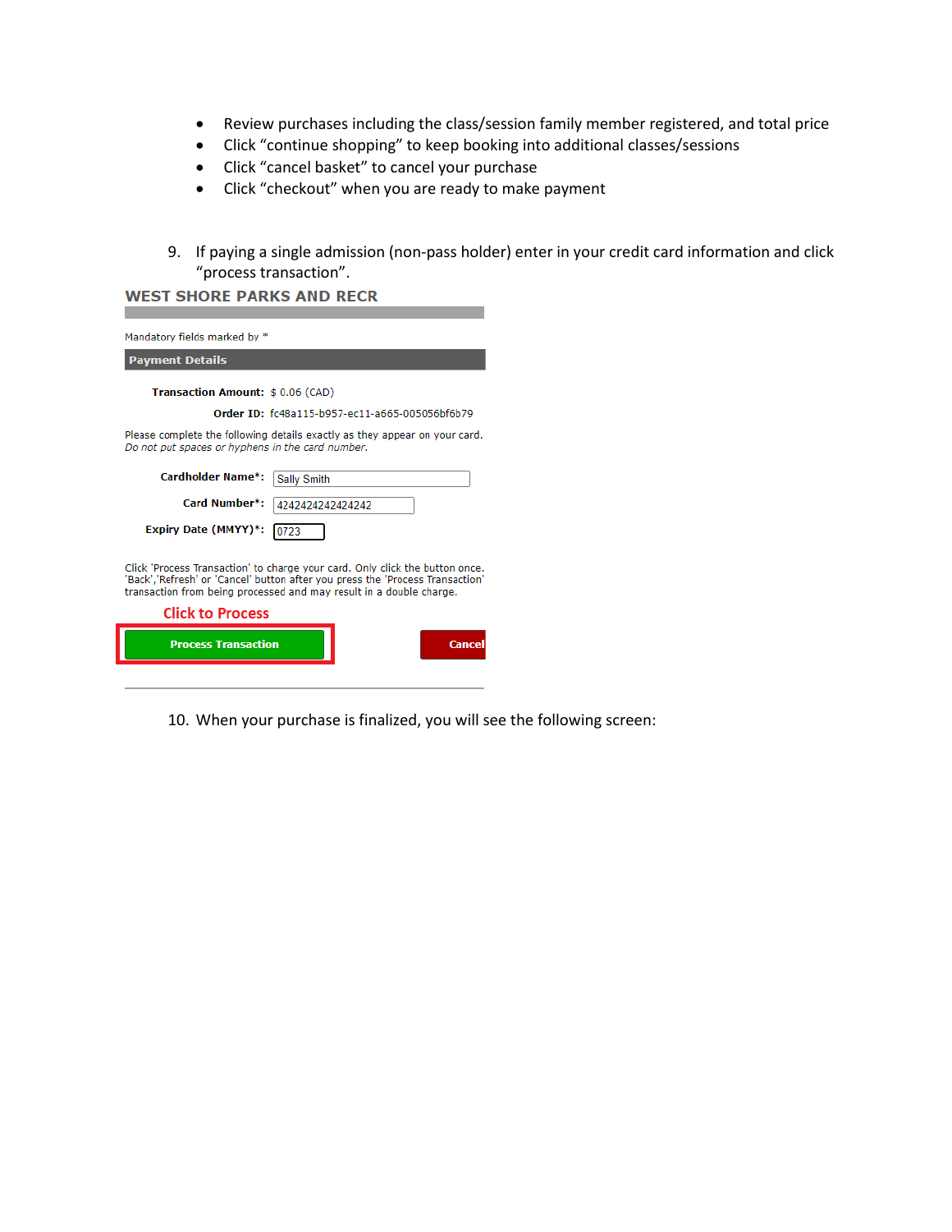- Review purchases including the class/session family member registered, and total price
- Click “continue shopping” to keep booking into additional classes/sessions
- Click “cancel basket” to cancel your purchase
- Click “checkout” when you are ready to make payment

9. If paying a single admission (non-pass holder) enter in your credit card information and click “process transaction”.

**WEST SHORE PARKS AND RECR**

Mandatory fields marked by *

**Payment Details**

**Transaction Amount:** $ 0.06 (CAD)

**Order ID:** fc48a115-b957-ec11-a665-005056bf6b79

Please complete the following details exactly as they appear on your card.
*Do not put spaces or hyphens in the card number.*

**Cardholder Name*:** Sally Smith

**Card Number*:** 4242424242424242

**Expiry Date (MMYY)*:** 0723

Click 'Process Transaction' to charge your card. Only click the button once. 'Back','Refresh' or 'Cancel' button after you press the 'Process Transaction' transaction from being processed and may result in a double charge.

Click to Process

**Process Transaction** | **Cancel**

10. When your purchase is finalized, you will see the following screen: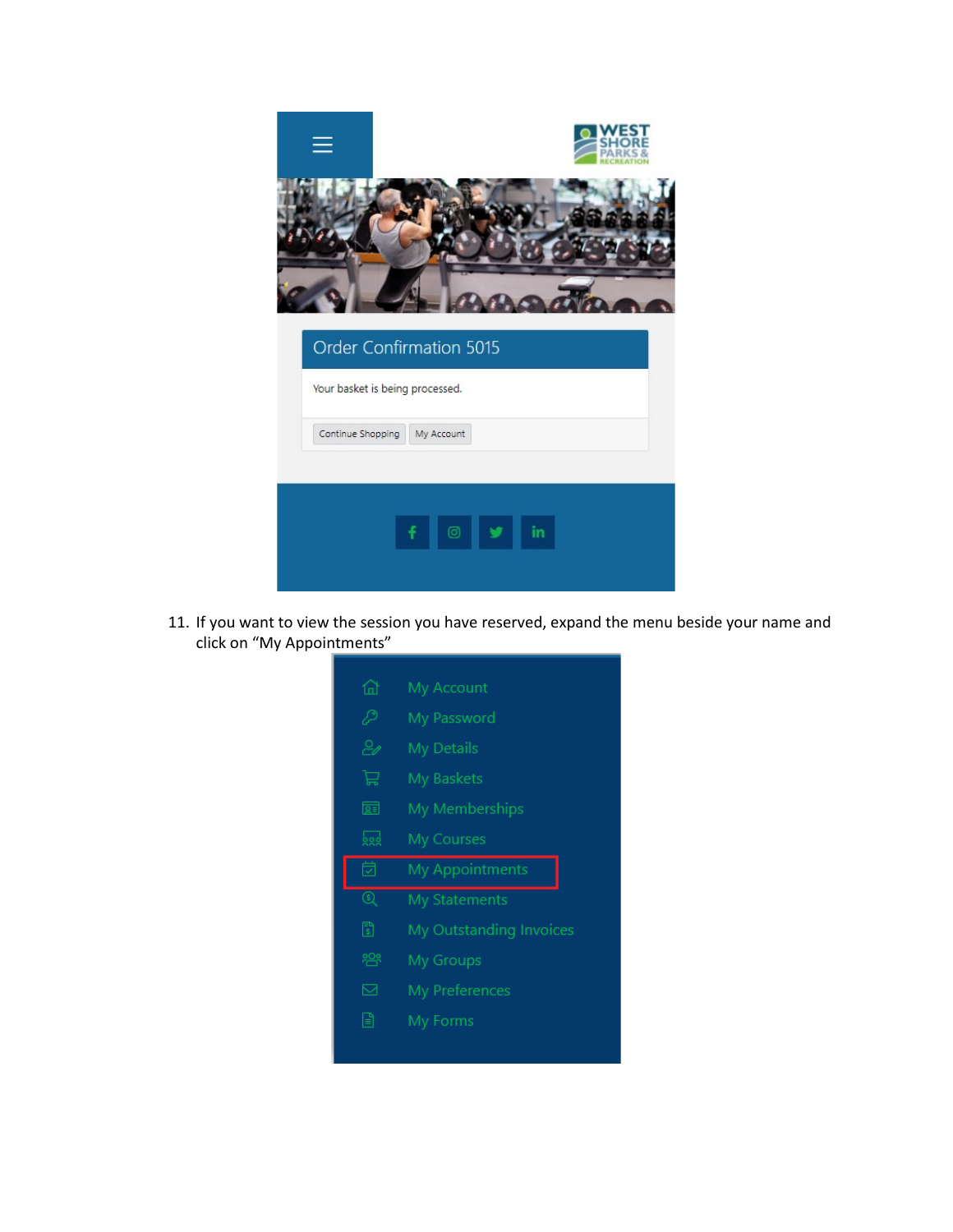11. If you want to view the session you have reserved, expand the menu beside your name and click on "My Appointments"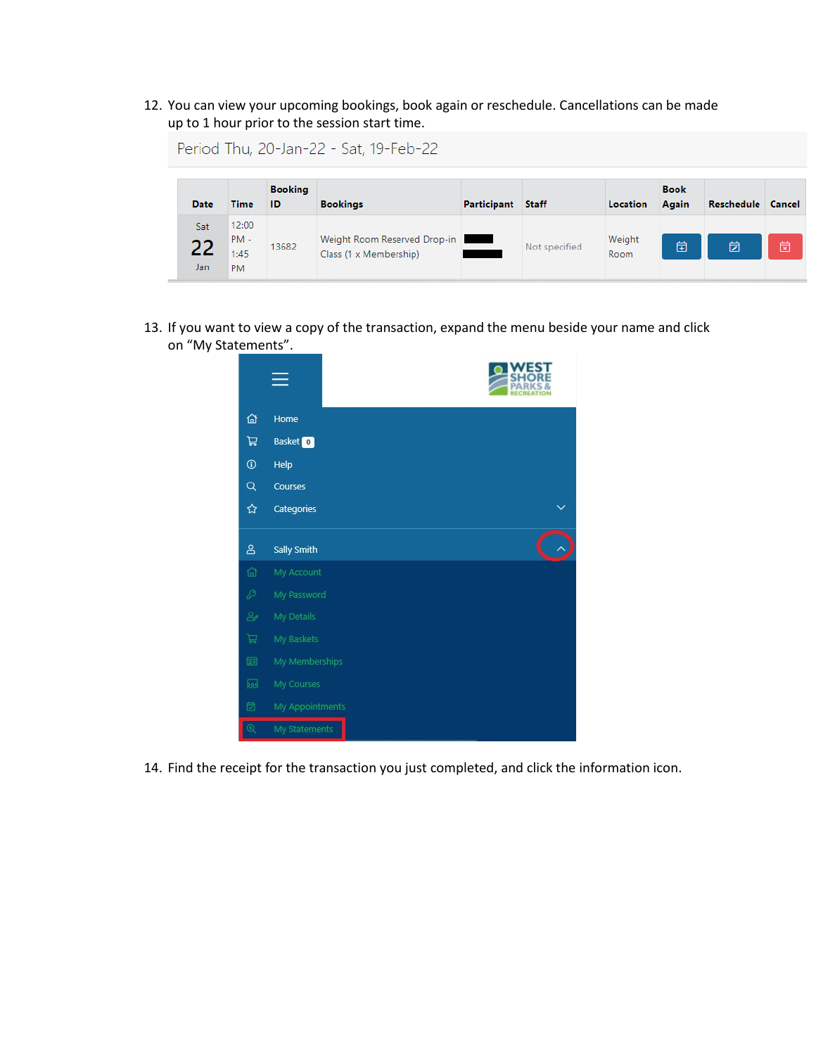12. You can view your upcoming bookings, book again or reschedule. Cancellations can be made up to 1 hour prior to the session start time.

Period Thu, 20-Jan-22 - Sat, 19-Feb-22

| Date | Time | Booking ID | Bookings | Participant | Staff | Location | Book Again | Reschedule | Cancel |
|---|---|---|---|---|---|---|---|---|---|
| Sat 22 Jan | 12:00 PM - 1:45 PM | 13682 | Weight Room Reserved Drop-in Class (1 x Membership) | | Not specified | Weight Room | | | |

13. If you want to view a copy of the transaction, expand the menu beside your name and click on "My Statements".

- Home
- Basket 0
- Help
- Courses
- Categories
- Sally Smith
  - My Account
  - My Password
  - My Details
  - My Baskets
  - My Memberships
  - My Courses
  - My Appointments
  - My Statements

14. Find the receipt for the transaction you just completed, and click the information icon.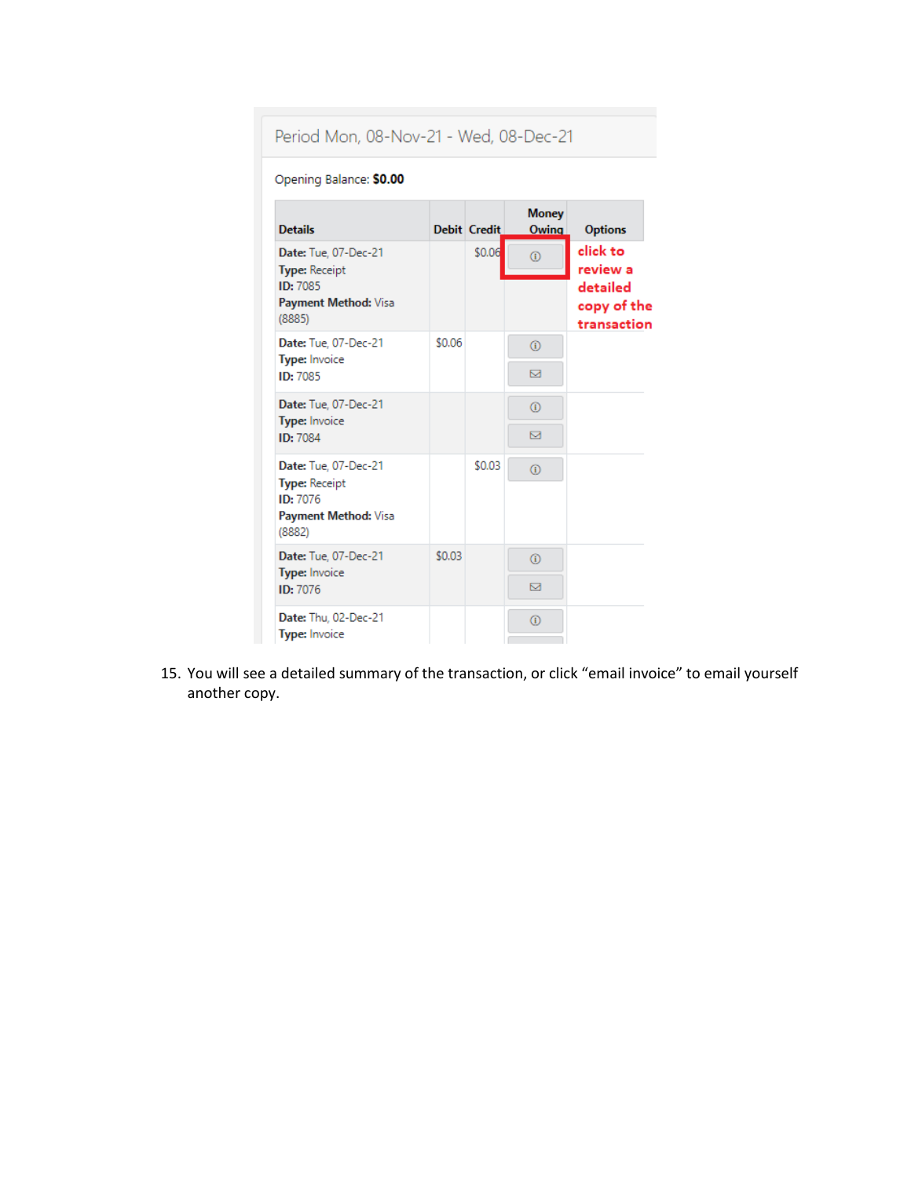Period Mon, 08-Nov-21 - Wed, 08-Dec-21

Opening Balance: **$0.00**

| Details | Debit | Credit | Money Owing | Options |
|---|---|---|---|---|
| **Date:** Tue, 07-Dec-21 **Type:** Receipt **ID:** 7085 **Payment Method:** Visa (8885) | | $0.06 | ⓘ | click to review a detailed copy of the transaction |
| **Date:** Tue, 07-Dec-21 **Type:** Invoice **ID:** 7085 | $0.06 | | ⓘ ✉ | |
| **Date:** Tue, 07-Dec-21 **Type:** Invoice **ID:** 7084 | | | ⓘ ✉ | |
| **Date:** Tue, 07-Dec-21 **Type:** Receipt **ID:** 7076 **Payment Method:** Visa (8882) | | $0.03 | ⓘ | |
| **Date:** Tue, 07-Dec-21 **Type:** Invoice **ID:** 7076 | $0.03 | | ⓘ ✉ | |
| **Date:** Thu, 02-Dec-21 **Type:** Invoice | | | ⓘ | |

15. You will see a detailed summary of the transaction, or click “email invoice” to email yourself another copy.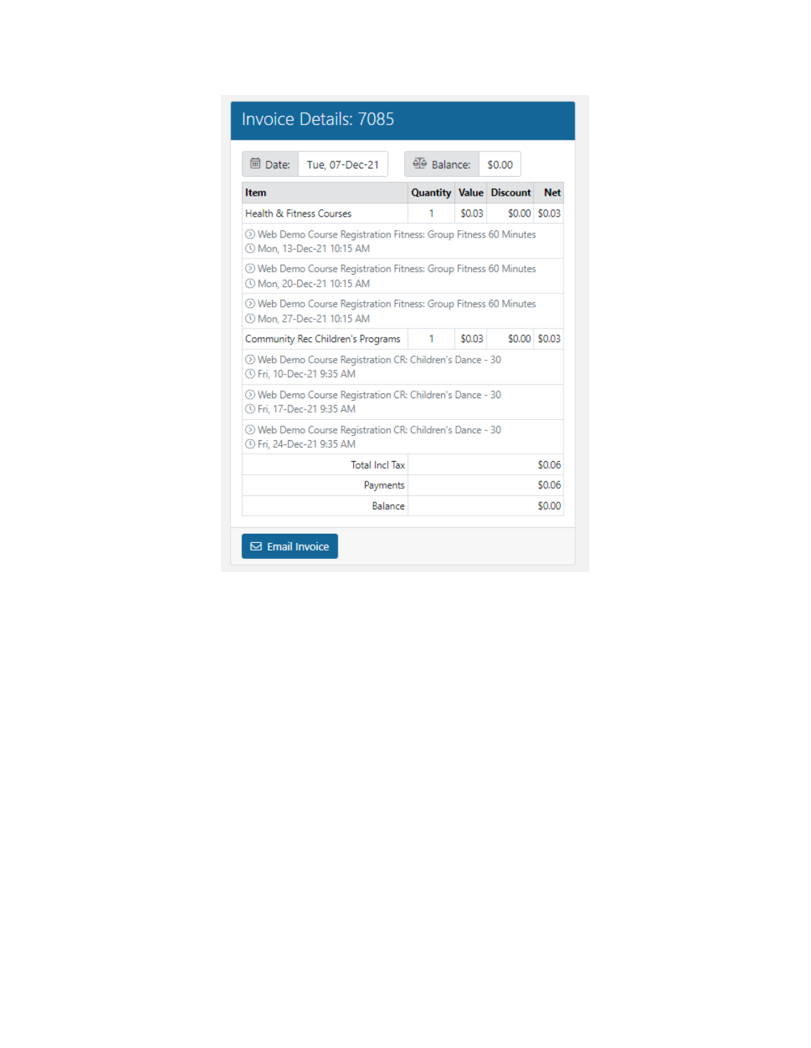## Invoice Details: 7085

Date: Tue, 07-Dec-21 | Balance: $0.00

| Item | Quantity | Value | Discount | Net |
| --- | --- | --- | --- | --- |
| Health & Fitness Courses | 1 | $0.03 | $0.00 | $0.03 |
| Web Demo Course Registration Fitness: Group Fitness 60 Minutes<br>Mon, 13-Dec-21 10:15 AM | | | | |
| Web Demo Course Registration Fitness: Group Fitness 60 Minutes<br>Mon, 20-Dec-21 10:15 AM | | | | |
| Web Demo Course Registration Fitness: Group Fitness 60 Minutes<br>Mon, 27-Dec-21 10:15 AM | | | | |
| Community Rec Children's Programs | 1 | $0.03 | $0.00 | $0.03 |
| Web Demo Course Registration CR: Children's Dance - 30<br>Fri, 10-Dec-21 9:35 AM | | | | |
| Web Demo Course Registration CR: Children's Dance - 30<br>Fri, 17-Dec-21 9:35 AM | | | | |
| Web Demo Course Registration CR: Children's Dance - 30<br>Fri, 24-Dec-21 9:35 AM | | | | |
| Total Incl Tax | | | | $0.06 |
| Payments | | | | $0.06 |
| Balance | | | | $0.00 |

Email Invoice